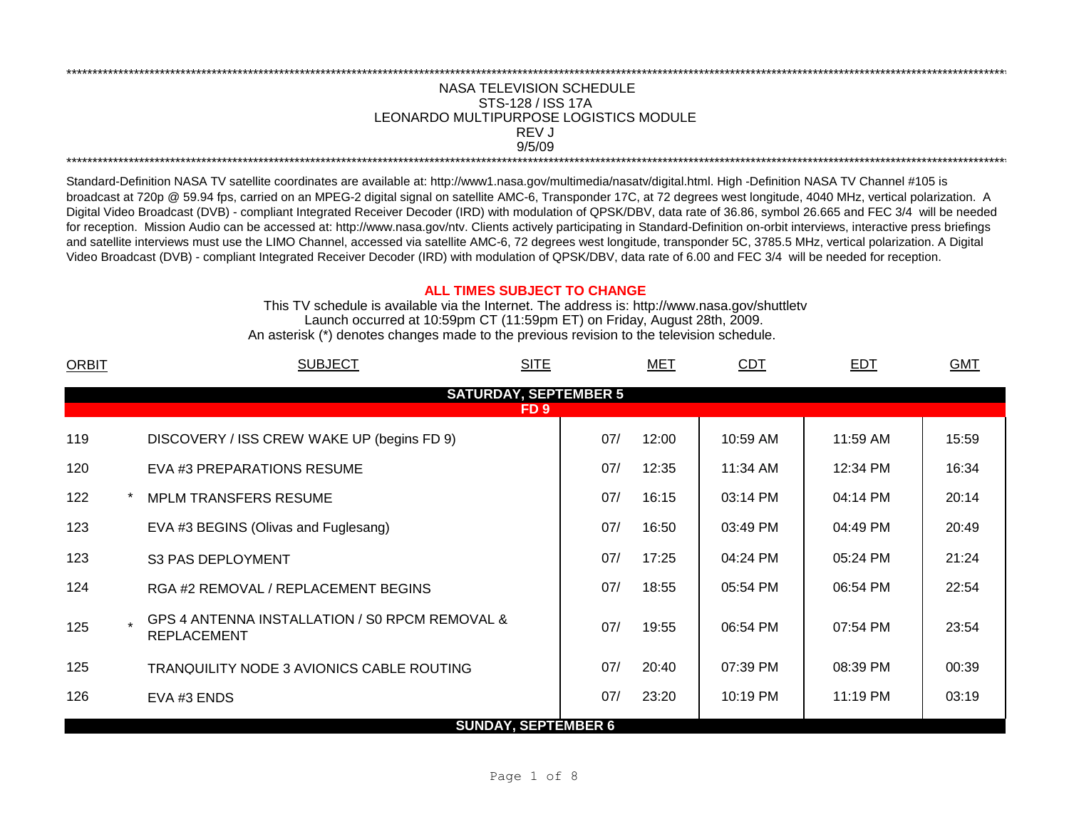# NASA TELEVISION SCHEDULE

## STS-128 / ISS 17A

## LEONARDO MULTIPURPOSE LOGISTICS MODULE

REV J

9/5/09

Standard-Definition NASA TV satellite coordinates are available at: http://www1.nasa.gov/multimedia/nasatv/digital.html. High -Definition NASA TV Channel #105 is broadcast at 720p @ 59.94 fps, carried on an MPEG-2 digital signal on satellite AMC-6, Transponder 17C, at 72 degrees west longitude, 4040 MHz, vertical polarization. A Digital Video Broadcast (DVB) - compliant Integrated Receiver Decoder (IRD) with modulation of QPSK/DBV, data rate of 36.86, symbol 26.665 and FEC 3/4 will be needed for reception. Mission Audio can be accessed at: http://www.nasa.gov/ntv. Clients actively participating in Standard-Definition on-orbit interviews, interactive press briefings and satellite interviews must use the LIMO Channel, accessed via satellite AMC-6, 72 degrees west longitude, transponder 5C, 3785.5 MHz, vertical polarization. A Digital Video Broadcast (DVB) - compliant Integrated Receiver Decoder (IRD) with modulation of QPSK/DBV, data rate of 6.00 and FEC 3/4 will be needed for reception.

**ALL TIMES SUBJECT TO CHANGE**

This TV schedule is available via the Internet. The address is: http://www.nasa.gov/shuttletv

Launch occurred at 10:59pm CT (11:59pm ET) on Friday, August 28th, 2009.

An asterisk (*) denotes changes made to the previous revision to the television schedule.

| ORBIT | | SUBJECT | SITE | MET | | CDT | EDT | GMT |
|---|---|---|---|---|---|---|---|---|
| **SATURDAY, SEPTEMBER 5** | | | | | | | | |
| **FD 9** | | | | | | | | |
| 119 | | DISCOVERY / ISS CREW WAKE UP (begins FD 9) | | 07/ | 12:00 | 10:59 AM | 11:59 AM | 15:59 |
| 120 | | EVA #3 PREPARATIONS RESUME | | 07/ | 12:35 | 11:34 AM | 12:34 PM | 16:34 |
| 122 | * | MPLM TRANSFERS RESUME | | 07/ | 16:15 | 03:14 PM | 04:14 PM | 20:14 |
| 123 | | EVA #3 BEGINS (Olivas and Fuglesang) | | 07/ | 16:50 | 03:49 PM | 04:49 PM | 20:49 |
| 123 | | S3 PAS DEPLOYMENT | | 07/ | 17:25 | 04:24 PM | 05:24 PM | 21:24 |
| 124 | | RGA #2 REMOVAL / REPLACEMENT BEGINS | | 07/ | 18:55 | 05:54 PM | 06:54 PM | 22:54 |
| 125 | * | GPS 4 ANTENNA INSTALLATION / S0 RPCM REMOVAL & REPLACEMENT | | 07/ | 19:55 | 06:54 PM | 07:54 PM | 23:54 |
| 125 | | TRANQUILITY NODE 3 AVIONICS CABLE ROUTING | | 07/ | 20:40 | 07:39 PM | 08:39 PM | 00:39 |
| 126 | | EVA #3 ENDS | | 07/ | 23:20 | 10:19 PM | 11:19 PM | 03:19 |
| **SUNDAY, SEPTEMBER 6** | | | | | | | | |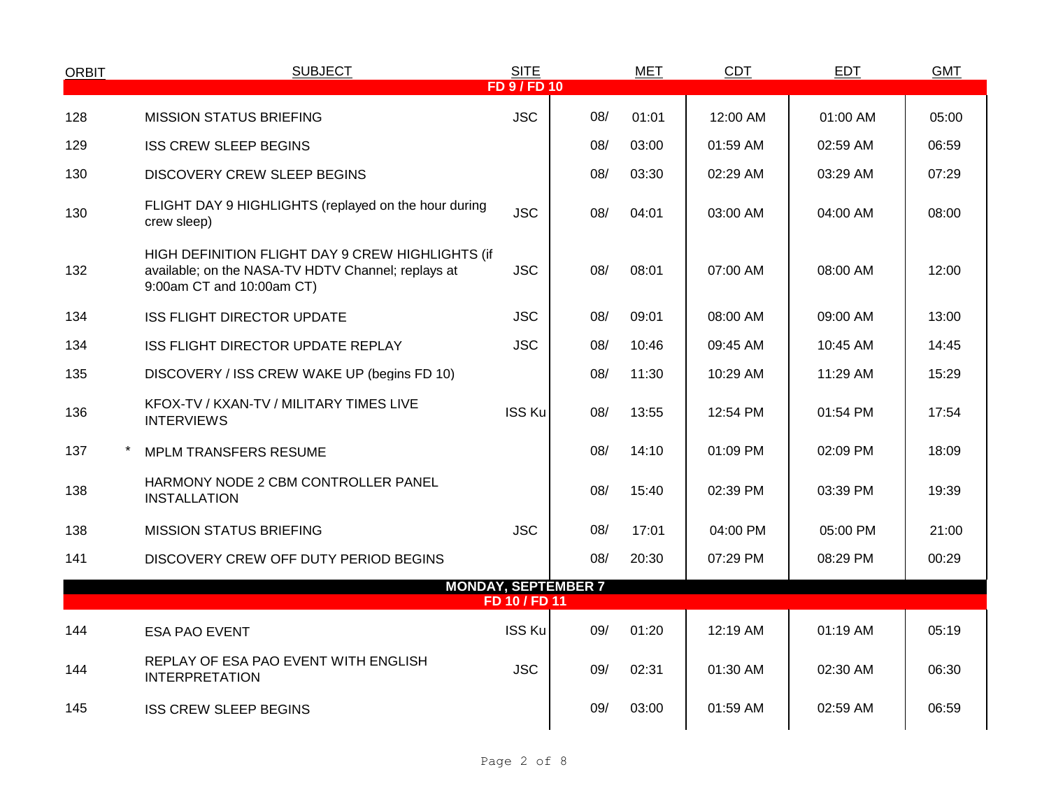| ORBIT | | SUBJECT | SITE | MET | | CDT | EDT | GMT |
|---|---|---|---|---|---|---|---|---|
| **FD 9 / FD 10** | | | | | | | | |
| 128 | | MISSION STATUS BRIEFING | JSC | 08/ | 01:01 | 12:00 AM | 01:00 AM | 05:00 |
| 129 | | ISS CREW SLEEP BEGINS | | 08/ | 03:00 | 01:59 AM | 02:59 AM | 06:59 |
| 130 | | DISCOVERY CREW SLEEP BEGINS | | 08/ | 03:30 | 02:29 AM | 03:29 AM | 07:29 |
| 130 | | FLIGHT DAY 9 HIGHLIGHTS (replayed on the hour during crew sleep) | JSC | 08/ | 04:01 | 03:00 AM | 04:00 AM | 08:00 |
| 132 | | HIGH DEFINITION FLIGHT DAY 9 CREW HIGHLIGHTS (if available; on the NASA-TV HDTV Channel; replays at 9:00am CT and 10:00am CT) | JSC | 08/ | 08:01 | 07:00 AM | 08:00 AM | 12:00 |
| 134 | | ISS FLIGHT DIRECTOR UPDATE | JSC | 08/ | 09:01 | 08:00 AM | 09:00 AM | 13:00 |
| 134 | | ISS FLIGHT DIRECTOR UPDATE REPLAY | JSC | 08/ | 10:46 | 09:45 AM | 10:45 AM | 14:45 |
| 135 | | DISCOVERY / ISS CREW WAKE UP (begins FD 10) | | 08/ | 11:30 | 10:29 AM | 11:29 AM | 15:29 |
| 136 | | KFOX-TV / KXAN-TV / MILITARY TIMES LIVE INTERVIEWS | ISS Ku | 08/ | 13:55 | 12:54 PM | 01:54 PM | 17:54 |
| 137 | * | MPLM TRANSFERS RESUME | | 08/ | 14:10 | 01:09 PM | 02:09 PM | 18:09 |
| 138 | | HARMONY NODE 2 CBM CONTROLLER PANEL INSTALLATION | | 08/ | 15:40 | 02:39 PM | 03:39 PM | 19:39 |
| 138 | | MISSION STATUS BRIEFING | JSC | 08/ | 17:01 | 04:00 PM | 05:00 PM | 21:00 |
| 141 | | DISCOVERY CREW OFF DUTY PERIOD BEGINS | | 08/ | 20:30 | 07:29 PM | 08:29 PM | 00:29 |
| **MONDAY, SEPTEMBER 7** | | | | | | | | |
| **FD 10 / FD 11** | | | | | | | | |
| 144 | | ESA PAO EVENT | ISS Ku | 09/ | 01:20 | 12:19 AM | 01:19 AM | 05:19 |
| 144 | | REPLAY OF ESA PAO EVENT WITH ENGLISH INTERPRETATION | JSC | 09/ | 02:31 | 01:30 AM | 02:30 AM | 06:30 |
| 145 | | ISS CREW SLEEP BEGINS | | 09/ | 03:00 | 01:59 AM | 02:59 AM | 06:59 |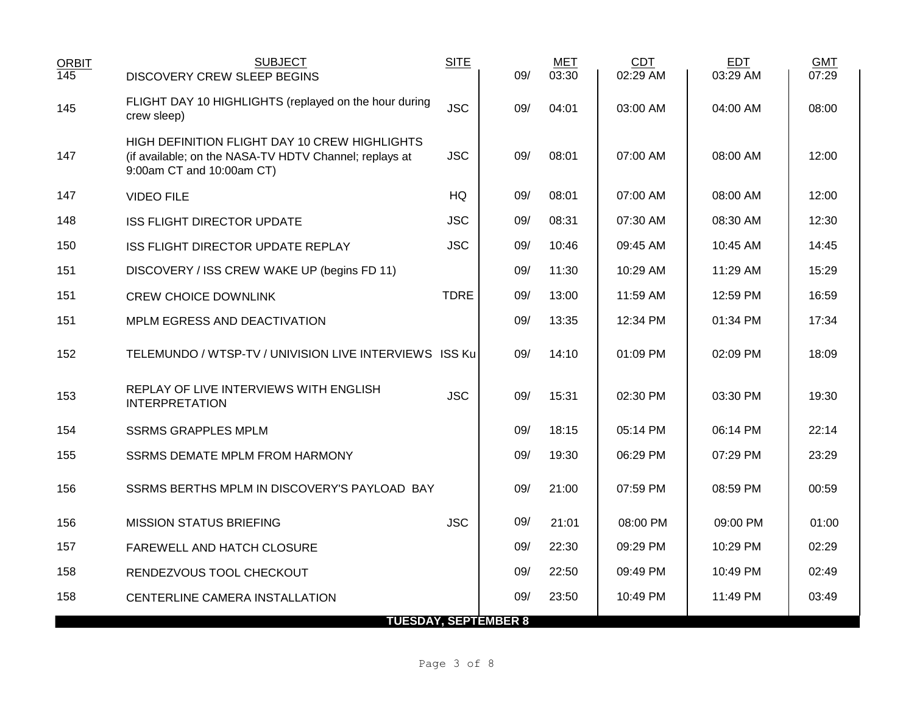| ORBIT | SUBJECT | SITE | | MET | CDT | EDT | GMT |
|---|---|---|---|---|---|---|---|
| 145 | DISCOVERY CREW SLEEP BEGINS | | 09/ | 03:30 | 02:29 AM | 03:29 AM | 07:29 |
| 145 | FLIGHT DAY 10 HIGHLIGHTS (replayed on the hour during crew sleep) | JSC | 09/ | 04:01 | 03:00 AM | 04:00 AM | 08:00 |
| 147 | HIGH DEFINITION FLIGHT DAY 10 CREW HIGHLIGHTS (if available; on the NASA-TV HDTV Channel; replays at 9:00am CT and 10:00am CT) | JSC | 09/ | 08:01 | 07:00 AM | 08:00 AM | 12:00 |
| 147 | VIDEO FILE | HQ | 09/ | 08:01 | 07:00 AM | 08:00 AM | 12:00 |
| 148 | ISS FLIGHT DIRECTOR UPDATE | JSC | 09/ | 08:31 | 07:30 AM | 08:30 AM | 12:30 |
| 150 | ISS FLIGHT DIRECTOR UPDATE REPLAY | JSC | 09/ | 10:46 | 09:45 AM | 10:45 AM | 14:45 |
| 151 | DISCOVERY / ISS CREW WAKE UP (begins FD 11) | | 09/ | 11:30 | 10:29 AM | 11:29 AM | 15:29 |
| 151 | CREW CHOICE DOWNLINK | TDRE | 09/ | 13:00 | 11:59 AM | 12:59 PM | 16:59 |
| 151 | MPLM EGRESS AND DEACTIVATION | | 09/ | 13:35 | 12:34 PM | 01:34 PM | 17:34 |
| 152 | TELEMUNDO / WTSP-TV / UNIVISION LIVE INTERVIEWS | ISS Ku | 09/ | 14:10 | 01:09 PM | 02:09 PM | 18:09 |
| 153 | REPLAY OF LIVE INTERVIEWS WITH ENGLISH INTERPRETATION | JSC | 09/ | 15:31 | 02:30 PM | 03:30 PM | 19:30 |
| 154 | SSRMS GRAPPLES MPLM | | 09/ | 18:15 | 05:14 PM | 06:14 PM | 22:14 |
| 155 | SSRMS DEMATE MPLM FROM HARMONY | | 09/ | 19:30 | 06:29 PM | 07:29 PM | 23:29 |
| 156 | SSRMS BERTHS MPLM IN DISCOVERY'S PAYLOAD BAY | | 09/ | 21:00 | 07:59 PM | 08:59 PM | 00:59 |
| 156 | MISSION STATUS BRIEFING | JSC | 09/ | 21:01 | 08:00 PM | 09:00 PM | 01:00 |
| 157 | FAREWELL AND HATCH CLOSURE | | 09/ | 22:30 | 09:29 PM | 10:29 PM | 02:29 |
| 158 | RENDEZVOUS TOOL CHECKOUT | | 09/ | 22:50 | 09:49 PM | 10:49 PM | 02:49 |
| 158 | CENTERLINE CAMERA INSTALLATION | | 09/ | 23:50 | 10:49 PM | 11:49 PM | 03:49 |
| | **TUESDAY, SEPTEMBER 8** | | | | | | |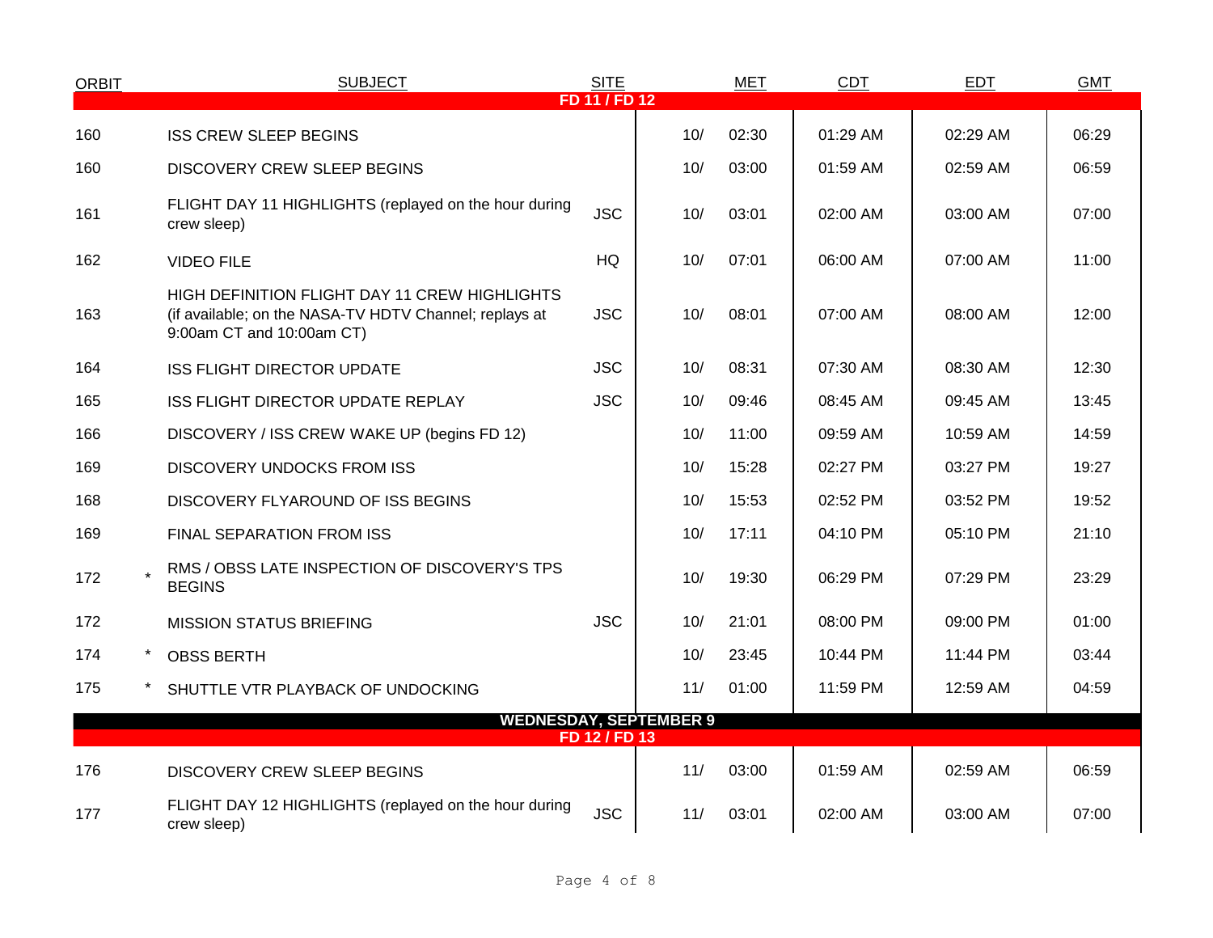| ORBIT | | SUBJECT | SITE | MET | | CDT | EDT | GMT |
|---|---|---|---|---|---|---|---|---|
| **FD 11 / FD 12** | | | | | | | | |
| 160 | | ISS CREW SLEEP BEGINS | | 10/ | 02:30 | 01:29 AM | 02:29 AM | 06:29 |
| 160 | | DISCOVERY CREW SLEEP BEGINS | | 10/ | 03:00 | 01:59 AM | 02:59 AM | 06:59 |
| 161 | | FLIGHT DAY 11 HIGHLIGHTS (replayed on the hour during crew sleep) | JSC | 10/ | 03:01 | 02:00 AM | 03:00 AM | 07:00 |
| 162 | | VIDEO FILE | HQ | 10/ | 07:01 | 06:00 AM | 07:00 AM | 11:00 |
| 163 | | HIGH DEFINITION FLIGHT DAY 11 CREW HIGHLIGHTS (if available; on the NASA-TV HDTV Channel; replays at 9:00am CT and 10:00am CT) | JSC | 10/ | 08:01 | 07:00 AM | 08:00 AM | 12:00 |
| 164 | | ISS FLIGHT DIRECTOR UPDATE | JSC | 10/ | 08:31 | 07:30 AM | 08:30 AM | 12:30 |
| 165 | | ISS FLIGHT DIRECTOR UPDATE REPLAY | JSC | 10/ | 09:46 | 08:45 AM | 09:45 AM | 13:45 |
| 166 | | DISCOVERY / ISS CREW WAKE UP (begins FD 12) | | 10/ | 11:00 | 09:59 AM | 10:59 AM | 14:59 |
| 169 | | DISCOVERY UNDOCKS FROM ISS | | 10/ | 15:28 | 02:27 PM | 03:27 PM | 19:27 |
| 168 | | DISCOVERY FLYAROUND OF ISS BEGINS | | 10/ | 15:53 | 02:52 PM | 03:52 PM | 19:52 |
| 169 | | FINAL SEPARATION FROM ISS | | 10/ | 17:11 | 04:10 PM | 05:10 PM | 21:10 |
| 172 | * | RMS / OBSS LATE INSPECTION OF DISCOVERY'S TPS BEGINS | | 10/ | 19:30 | 06:29 PM | 07:29 PM | 23:29 |
| 172 | | MISSION STATUS BRIEFING | JSC | 10/ | 21:01 | 08:00 PM | 09:00 PM | 01:00 |
| 174 | * | OBSS BERTH | | 10/ | 23:45 | 10:44 PM | 11:44 PM | 03:44 |
| 175 | * | SHUTTLE VTR PLAYBACK OF UNDOCKING | | 11/ | 01:00 | 11:59 PM | 12:59 AM | 04:59 |
| **WEDNESDAY, SEPTEMBER 9** | | | | | | | | |
| **FD 12 / FD 13** | | | | | | | | |
| 176 | | DISCOVERY CREW SLEEP BEGINS | | 11/ | 03:00 | 01:59 AM | 02:59 AM | 06:59 |
| 177 | | FLIGHT DAY 12 HIGHLIGHTS (replayed on the hour during crew sleep) | JSC | 11/ | 03:01 | 02:00 AM | 03:00 AM | 07:00 |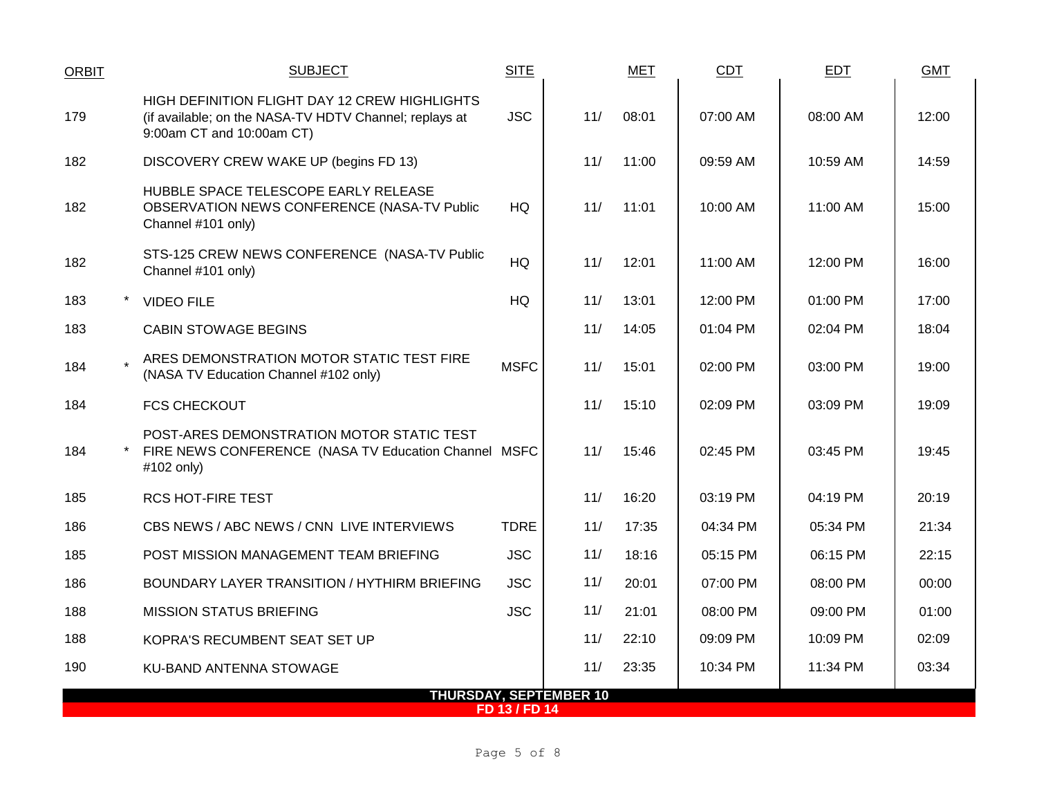| ORBIT | | SUBJECT | SITE | | MET | CDT | EDT | GMT |
|---|---|---|---|---|---|---|---|---|
| 179 | | HIGH DEFINITION FLIGHT DAY 12 CREW HIGHLIGHTS (if available; on the NASA-TV HDTV Channel; replays at 9:00am CT and 10:00am CT) | JSC | 11/ | 08:01 | 07:00 AM | 08:00 AM | 12:00 |
| 182 | | DISCOVERY CREW WAKE UP (begins FD 13) | | 11/ | 11:00 | 09:59 AM | 10:59 AM | 14:59 |
| 182 | | HUBBLE SPACE TELESCOPE EARLY RELEASE OBSERVATION NEWS CONFERENCE (NASA-TV Public Channel #101 only) | HQ | 11/ | 11:01 | 10:00 AM | 11:00 AM | 15:00 |
| 182 | | STS-125 CREW NEWS CONFERENCE (NASA-TV Public Channel #101 only) | HQ | 11/ | 12:01 | 11:00 AM | 12:00 PM | 16:00 |
| 183 | * | VIDEO FILE | HQ | 11/ | 13:01 | 12:00 PM | 01:00 PM | 17:00 |
| 183 | | CABIN STOWAGE BEGINS | | 11/ | 14:05 | 01:04 PM | 02:04 PM | 18:04 |
| 184 | * | ARES DEMONSTRATION MOTOR STATIC TEST FIRE (NASA TV Education Channel #102 only) | MSFC | 11/ | 15:01 | 02:00 PM | 03:00 PM | 19:00 |
| 184 | | FCS CHECKOUT | | 11/ | 15:10 | 02:09 PM | 03:09 PM | 19:09 |
| 184 | * | POST-ARES DEMONSTRATION MOTOR STATIC TEST FIRE NEWS CONFERENCE (NASA TV Education Channel #102 only) | MSFC | 11/ | 15:46 | 02:45 PM | 03:45 PM | 19:45 |
| 185 | | RCS HOT-FIRE TEST | | 11/ | 16:20 | 03:19 PM | 04:19 PM | 20:19 |
| 186 | | CBS NEWS / ABC NEWS / CNN LIVE INTERVIEWS | TDRE | 11/ | 17:35 | 04:34 PM | 05:34 PM | 21:34 |
| 185 | | POST MISSION MANAGEMENT TEAM BRIEFING | JSC | 11/ | 18:16 | 05:15 PM | 06:15 PM | 22:15 |
| 186 | | BOUNDARY LAYER TRANSITION / HYTHIRM BRIEFING | JSC | 11/ | 20:01 | 07:00 PM | 08:00 PM | 00:00 |
| 188 | | MISSION STATUS BRIEFING | JSC | 11/ | 21:01 | 08:00 PM | 09:00 PM | 01:00 |
| 188 | | KOPRA'S RECUMBENT SEAT SET UP | | 11/ | 22:10 | 09:09 PM | 10:09 PM | 02:09 |
| 190 | | KU-BAND ANTENNA STOWAGE | | 11/ | 23:35 | 10:34 PM | 11:34 PM | 03:34 |

**THURSDAY, SEPTEMBER 10**

**FD 13 / FD 14**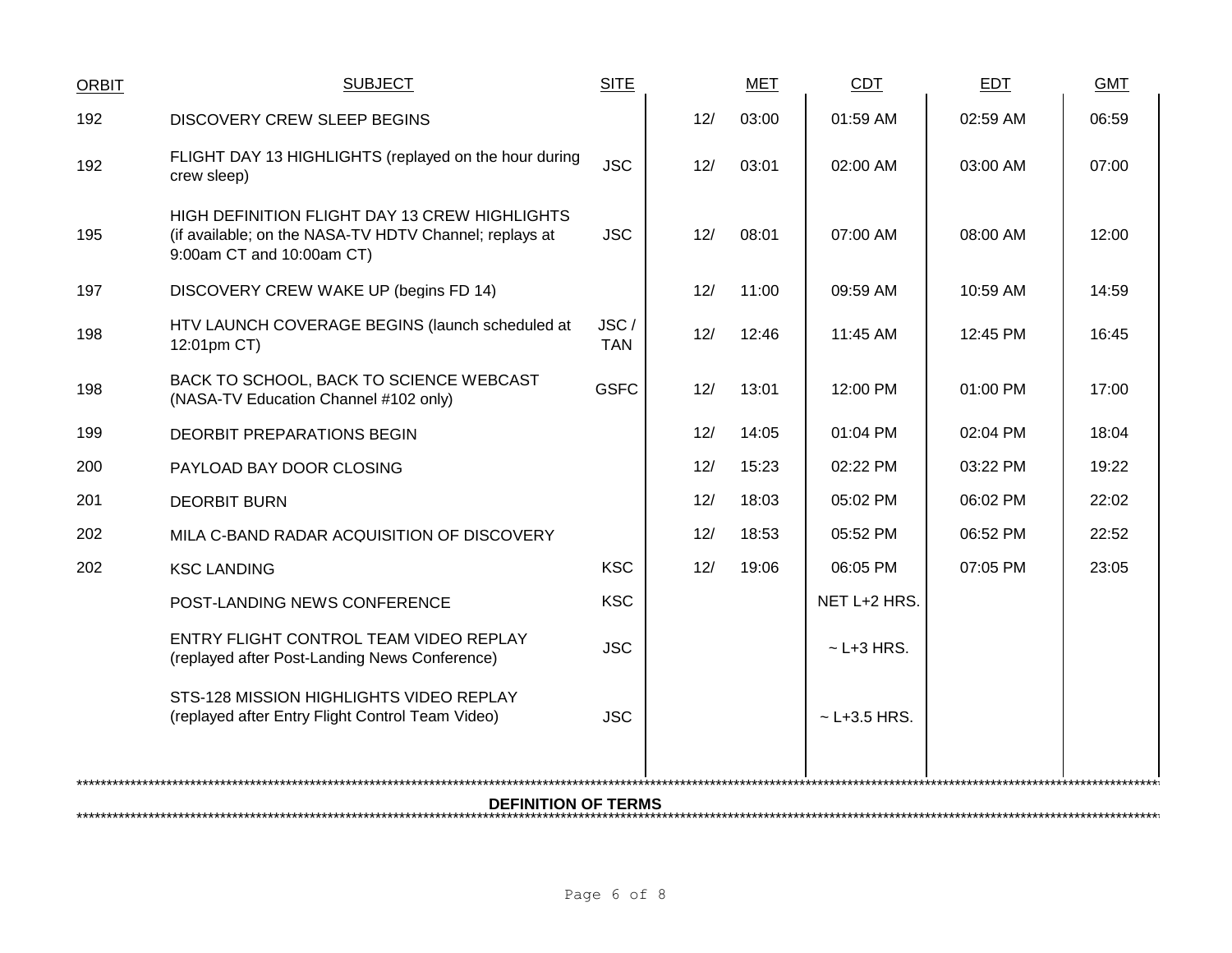| ORBIT | SUBJECT | SITE | MET | | CDT | EDT | GMT |
|---|---|---|---|---|---|---|---|
| 192 | DISCOVERY CREW SLEEP BEGINS | | 12/ | 03:00 | 01:59 AM | 02:59 AM | 06:59 |
| 192 | FLIGHT DAY 13 HIGHLIGHTS (replayed on the hour during crew sleep) | JSC | 12/ | 03:01 | 02:00 AM | 03:00 AM | 07:00 |
| 195 | HIGH DEFINITION FLIGHT DAY 13 CREW HIGHLIGHTS (if available; on the NASA-TV HDTV Channel; replays at 9:00am CT and 10:00am CT) | JSC | 12/ | 08:01 | 07:00 AM | 08:00 AM | 12:00 |
| 197 | DISCOVERY CREW WAKE UP (begins FD 14) | | 12/ | 11:00 | 09:59 AM | 10:59 AM | 14:59 |
| 198 | HTV LAUNCH COVERAGE BEGINS (launch scheduled at 12:01pm CT) | JSC / TAN | 12/ | 12:46 | 11:45 AM | 12:45 PM | 16:45 |
| 198 | BACK TO SCHOOL, BACK TO SCIENCE WEBCAST (NASA-TV Education Channel #102 only) | GSFC | 12/ | 13:01 | 12:00 PM | 01:00 PM | 17:00 |
| 199 | DEORBIT PREPARATIONS BEGIN | | 12/ | 14:05 | 01:04 PM | 02:04 PM | 18:04 |
| 200 | PAYLOAD BAY DOOR CLOSING | | 12/ | 15:23 | 02:22 PM | 03:22 PM | 19:22 |
| 201 | DEORBIT BURN | | 12/ | 18:03 | 05:02 PM | 06:02 PM | 22:02 |
| 202 | MILA C-BAND RADAR ACQUISITION OF DISCOVERY | | 12/ | 18:53 | 05:52 PM | 06:52 PM | 22:52 |
| 202 | KSC LANDING | KSC | 12/ | 19:06 | 06:05 PM | 07:05 PM | 23:05 |
| | POST-LANDING NEWS CONFERENCE | KSC | | | NET L+2 HRS. | | |
| | ENTRY FLIGHT CONTROL TEAM VIDEO REPLAY (replayed after Post-Landing News Conference) | JSC | | | ~ L+3 HRS. | | |
| | STS-128 MISSION HIGHLIGHTS VIDEO REPLAY (replayed after Entry Flight Control Team Video) | JSC | | | ~ L+3.5 HRS. | | |

**DEFINITION OF TERMS**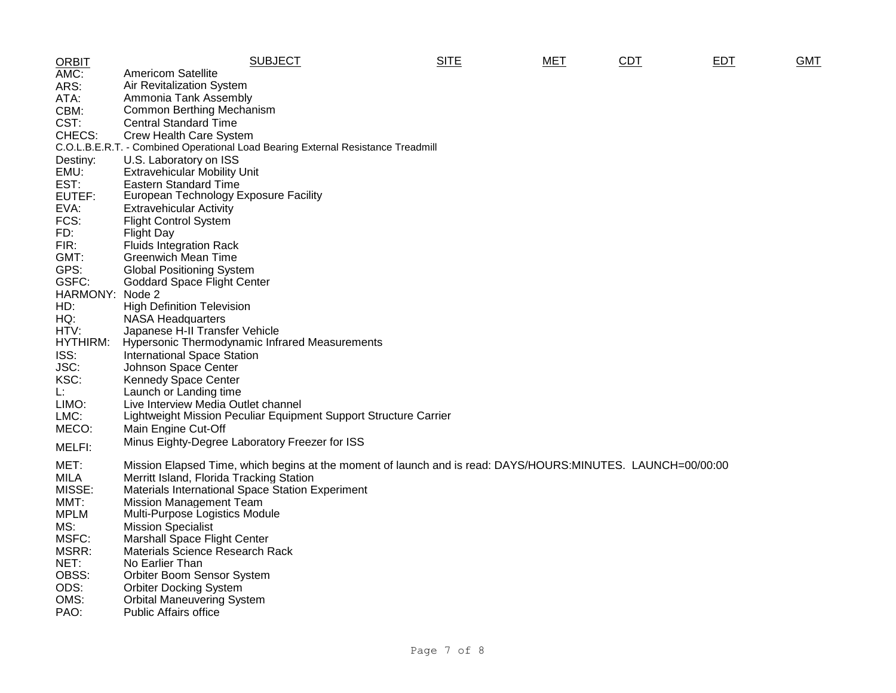| ORBIT | SUBJECT | SITE | MET | CDT | EDT | GMT |
|---|---|---|---|---|---|---|

AMC: Americom Satellite
ARS: Air Revitalization System
ATA: Ammonia Tank Assembly
CBM: Common Berthing Mechanism
CST: Central Standard Time
CHECS: Crew Health Care System
C.O.L.B.E.R.T. - Combined Operational Load Bearing External Resistance Treadmill
Destiny: U.S. Laboratory on ISS
EMU: Extravehicular Mobility Unit
EST: Eastern Standard Time
EUTEF: European Technology Exposure Facility
EVA: Extravehicular Activity
FCS: Flight Control System
FD: Flight Day
FIR: Fluids Integration Rack
GMT: Greenwich Mean Time
GPS: Global Positioning System
GSFC: Goddard Space Flight Center
HARMONY: Node 2
HD: High Definition Television
HQ: NASA Headquarters
HTV: Japanese H-II Transfer Vehicle
HYTHIRM: Hypersonic Thermodynamic Infrared Measurements
ISS: International Space Station
JSC: Johnson Space Center
KSC: Kennedy Space Center
L: Launch or Landing time
LIMO: Live Interview Media Outlet channel
LMC: Lightweight Mission Peculiar Equipment Support Structure Carrier
MECO: Main Engine Cut-Off
MELFI: Minus Eighty-Degree Laboratory Freezer for ISS
MET: Mission Elapsed Time, which begins at the moment of launch and is read: DAYS/HOURS:MINUTES. LAUNCH=00/00:00
MILA Merritt Island, Florida Tracking Station
MISSE: Materials International Space Station Experiment
MMT: Mission Management Team
MPLM Multi-Purpose Logistics Module
MS: Mission Specialist
MSFC: Marshall Space Flight Center
MSRR: Materials Science Research Rack
NET: No Earlier Than
OBSS: Orbiter Boom Sensor System
ODS: Orbiter Docking System
OMS: Orbital Maneuvering System
PAO: Public Affairs office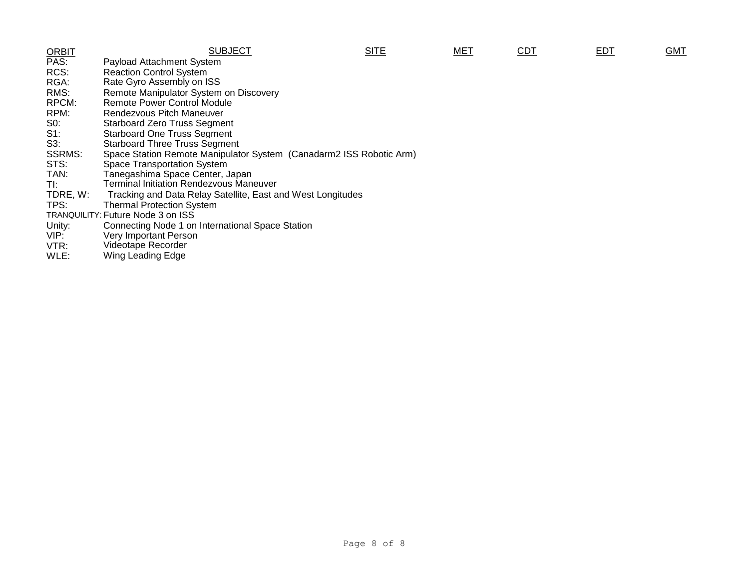| ORBIT | SUBJECT | SITE | MET | CDT | EDT | GMT |
|---|---|---|---|---|---|---|
| PAS: | Payload Attachment System | | | | | |
| RCS: | Reaction Control System | | | | | |
| RGA: | Rate Gyro Assembly on ISS | | | | | |
| RMS: | Remote Manipulator System on Discovery | | | | | |
| RPCM: | Remote Power Control Module | | | | | |
| RPM: | Rendezvous Pitch Maneuver | | | | | |
| S0: | Starboard Zero Truss Segment | | | | | |
| S1: | Starboard One Truss Segment | | | | | |
| S3: | Starboard Three Truss Segment | | | | | |
| SSRMS: | Space Station Remote Manipulator System (Canadarm2 ISS Robotic Arm) | | | | | |
| STS: | Space Transportation System | | | | | |
| TAN: | Tanegashima Space Center, Japan | | | | | |
| TI: | Terminal Initiation Rendezvous Maneuver | | | | | |
| TDRE, W: | Tracking and Data Relay Satellite, East and West Longitudes | | | | | |
| TPS: | Thermal Protection System | | | | | |
| TRANQUILITY: | Future Node 3 on ISS | | | | | |
| Unity: | Connecting Node 1 on International Space Station | | | | | |
| VIP: | Very Important Person | | | | | |
| VTR: | Videotape Recorder | | | | | |
| WLE: | Wing Leading Edge | | | | | |